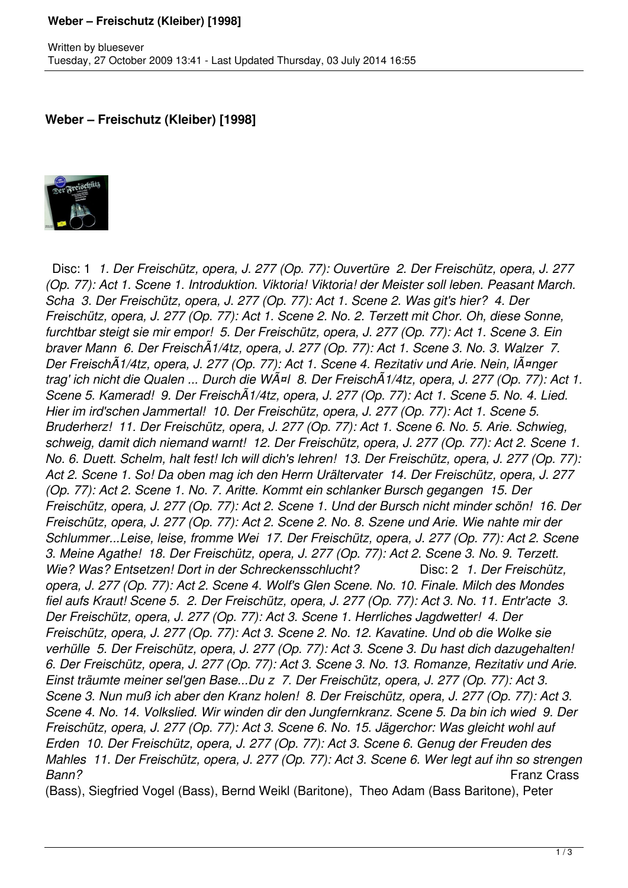Written by bluesever
Tuesday, 27 October 2009 13:41 - Last Updated Thursday, 03 July 2014 16:55

## Weber – Freischutz (Kleiber) [1998]

Disc: 1 *1. Der Freischütz, opera, J. 277 (Op. 77): Ouvertüre 2. Der Freischütz, opera, J. 277 (Op. 77): Act 1. Scene 1. Introduktion. Viktoria! Viktoria! der Meister soll leben. Peasant March. Scha 3. Der Freischütz, opera, J. 277 (Op. 77): Act 1. Scene 2. Was git's hier? 4. Der Freischütz, opera, J. 277 (Op. 77): Act 1. Scene 2. No. 2. Terzett mit Chor. Oh, diese Sonne, furchtbar steigt sie mir empor! 5. Der Freischütz, opera, J. 277 (Op. 77): Act 1. Scene 3. Ein braver Mann 6. Der FreischÃ1/4tz, opera, J. 277 (Op. 77): Act 1. Scene 3. No. 3. Walzer 7. Der FreischÃ1/4tz, opera, J. 277 (Op. 77): Act 1. Scene 4. Rezitativ und Arie. Nein, lÃ¤nger trag' ich nicht die Qualen ... Durch die WÃ¤l 8. Der FreischÃ1/4tz, opera, J. 277 (Op. 77): Act 1. Scene 5. Kamerad! 9. Der FreischÃ1/4tz, opera, J. 277 (Op. 77): Act 1. Scene 5. No. 4. Lied. Hier im ird'schen Jammertal! 10. Der Freischütz, opera, J. 277 (Op. 77): Act 1. Scene 5. Bruderherz! 11. Der Freischütz, opera, J. 277 (Op. 77): Act 1. Scene 6. No. 5. Arie. Schwieg, schweig, damit dich niemand warnt! 12. Der Freischütz, opera, J. 277 (Op. 77): Act 2. Scene 1. No. 6. Duett. Schelm, halt fest! Ich will dich's lehren! 13. Der Freischütz, opera, J. 277 (Op. 77): Act 2. Scene 1. So! Da oben mag ich den Herrn Urältervater 14. Der Freischütz, opera, J. 277 (Op. 77): Act 2. Scene 1. No. 7. Aritte. Kommt ein schlanker Bursch gegangen 15. Der Freischütz, opera, J. 277 (Op. 77): Act 2. Scene 1. Und der Bursch nicht minder schön! 16. Der Freischütz, opera, J. 277 (Op. 77): Act 2. Scene 2. No. 8. Szene und Arie. Wie nahte mir der Schlummer...Leise, leise, fromme Wei 17. Der Freischütz, opera, J. 277 (Op. 77): Act 2. Scene 3. Meine Agathe! 18. Der Freischütz, opera, J. 277 (Op. 77): Act 2. Scene 3. No. 9. Terzett. Wie? Was? Entsetzen! Dort in der Schreckensschlucht?* Disc: 2 *1. Der Freischütz, opera, J. 277 (Op. 77): Act 2. Scene 4. Wolf's Glen Scene. No. 10. Finale. Milch des Mondes fiel aufs Kraut! Scene 5. 2. Der Freischütz, opera, J. 277 (Op. 77): Act 3. No. 11. Entr'acte 3. Der Freischütz, opera, J. 277 (Op. 77): Act 3. Scene 1. Herrliches Jagdwetter! 4. Der Freischütz, opera, J. 277 (Op. 77): Act 3. Scene 2. No. 12. Kavatine. Und ob die Wolke sie verhülle 5. Der Freischütz, opera, J. 277 (Op. 77): Act 3. Scene 3. Du hast dich dazugehalten! 6. Der Freischütz, opera, J. 277 (Op. 77): Act 3. Scene 3. No. 13. Romanze, Rezitativ und Arie. Einst träumte meiner sel'gen Base...Du z 7. Der Freischütz, opera, J. 277 (Op. 77): Act 3. Scene 3. Nun muß ich aber den Kranz holen! 8. Der Freischütz, opera, J. 277 (Op. 77): Act 3. Scene 4. No. 14. Volkslied. Wir winden dir den Jungfernkranz. Scene 5. Da bin ich wied 9. Der Freischütz, opera, J. 277 (Op. 77): Act 3. Scene 6. No. 15. Jägerchor: Was gleicht wohl auf Erden 10. Der Freischütz, opera, J. 277 (Op. 77): Act 3. Scene 6. Genug der Freuden des Mahles 11. Der Freischütz, opera, J. 277 (Op. 77): Act 3. Scene 6. Wer legt auf ihn so strengen Bann?* Franz Crass (Bass), Siegfried Vogel (Bass), Bernd Weikl (Baritone), Theo Adam (Bass Baritone), Peter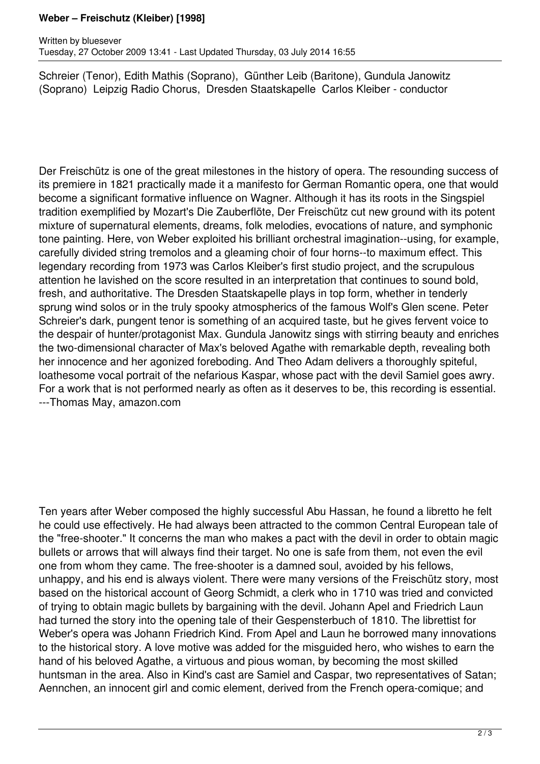Schreier (Tenor), Edith Mathis (Soprano), Günther Leib (Baritone), Gundula Janowitz (Soprano) Leipzig Radio Chorus, Dresden Staatskapelle Carlos Kleiber - conductor

Der Freischütz is one of the great milestones in the history of opera. The resounding success of its premiere in 1821 practically made it a manifesto for German Romantic opera, one that would become a significant formative influence on Wagner. Although it has its roots in the Singspiel tradition exemplified by Mozart's Die Zauberflöte, Der Freischütz cut new ground with its potent mixture of supernatural elements, dreams, folk melodies, evocations of nature, and symphonic tone painting. Here, von Weber exploited his brilliant orchestral imagination--using, for example, carefully divided string tremolos and a gleaming choir of four horns--to maximum effect. This legendary recording from 1973 was Carlos Kleiber's first studio project, and the scrupulous attention he lavished on the score resulted in an interpretation that continues to sound bold, fresh, and authoritative. The Dresden Staatskapelle plays in top form, whether in tenderly sprung wind solos or in the truly spooky atmospherics of the famous Wolf's Glen scene. Peter Schreier's dark, pungent tenor is something of an acquired taste, but he gives fervent voice to the despair of hunter/protagonist Max. Gundula Janowitz sings with stirring beauty and enriches the two-dimensional character of Max's beloved Agathe with remarkable depth, revealing both her innocence and her agonized foreboding. And Theo Adam delivers a thoroughly spiteful, loathesome vocal portrait of the nefarious Kaspar, whose pact with the devil Samiel goes awry. For a work that is not performed nearly as often as it deserves to be, this recording is essential. ---Thomas May, amazon.com

Ten years after Weber composed the highly successful Abu Hassan, he found a libretto he felt he could use effectively. He had always been attracted to the common Central European tale of the "free-shooter." It concerns the man who makes a pact with the devil in order to obtain magic bullets or arrows that will always find their target. No one is safe from them, not even the evil one from whom they came. The free-shooter is a damned soul, avoided by his fellows, unhappy, and his end is always violent. There were many versions of the Freischütz story, most based on the historical account of Georg Schmidt, a clerk who in 1710 was tried and convicted of trying to obtain magic bullets by bargaining with the devil. Johann Apel and Friedrich Laun had turned the story into the opening tale of their Gespensterbuch of 1810. The librettist for Weber's opera was Johann Friedrich Kind. From Apel and Laun he borrowed many innovations to the historical story. A love motive was added for the misguided hero, who wishes to earn the hand of his beloved Agathe, a virtuous and pious woman, by becoming the most skilled huntsman in the area. Also in Kind's cast are Samiel and Caspar, two representatives of Satan; Aennchen, an innocent girl and comic element, derived from the French opera-comique; and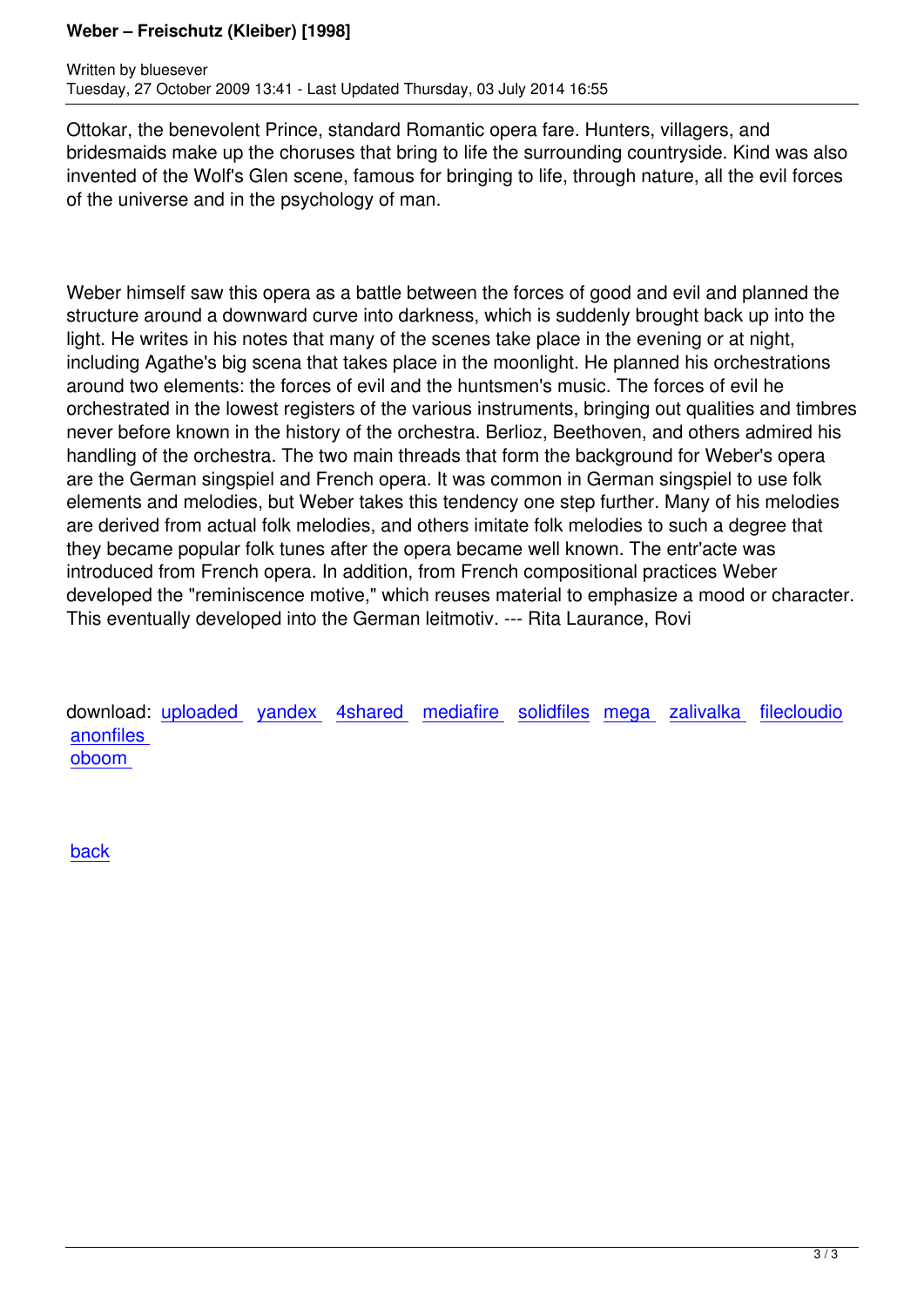Ottokar, the benevolent Prince, standard Romantic opera fare. Hunters, villagers, and bridesmaids make up the choruses that bring to life the surrounding countryside. Kind was also invented of the Wolf's Glen scene, famous for bringing to life, through nature, all the evil forces of the universe and in the psychology of man.

Weber himself saw this opera as a battle between the forces of good and evil and planned the structure around a downward curve into darkness, which is suddenly brought back up into the light. He writes in his notes that many of the scenes take place in the evening or at night, including Agathe's big scena that takes place in the moonlight. He planned his orchestrations around two elements: the forces of evil and the huntsmen's music. The forces of evil he orchestrated in the lowest registers of the various instruments, bringing out qualities and timbres never before known in the history of the orchestra. Berlioz, Beethoven, and others admired his handling of the orchestra. The two main threads that form the background for Weber's opera are the German singspiel and French opera. It was common in German singspiel to use folk elements and melodies, but Weber takes this tendency one step further. Many of his melodies are derived from actual folk melodies, and others imitate folk melodies to such a degree that they became popular folk tunes after the opera became well known. The entr'acte was introduced from French opera. In addition, from French compositional practices Weber developed the "reminiscence motive," which reuses material to emphasize a mood or character. This eventually developed into the German leitmotiv. --- Rita Laurance, Rovi

download: uploaded yandex 4shared mediafire solidfiles mega zalivalka filecloudio anonfiles oboom

back